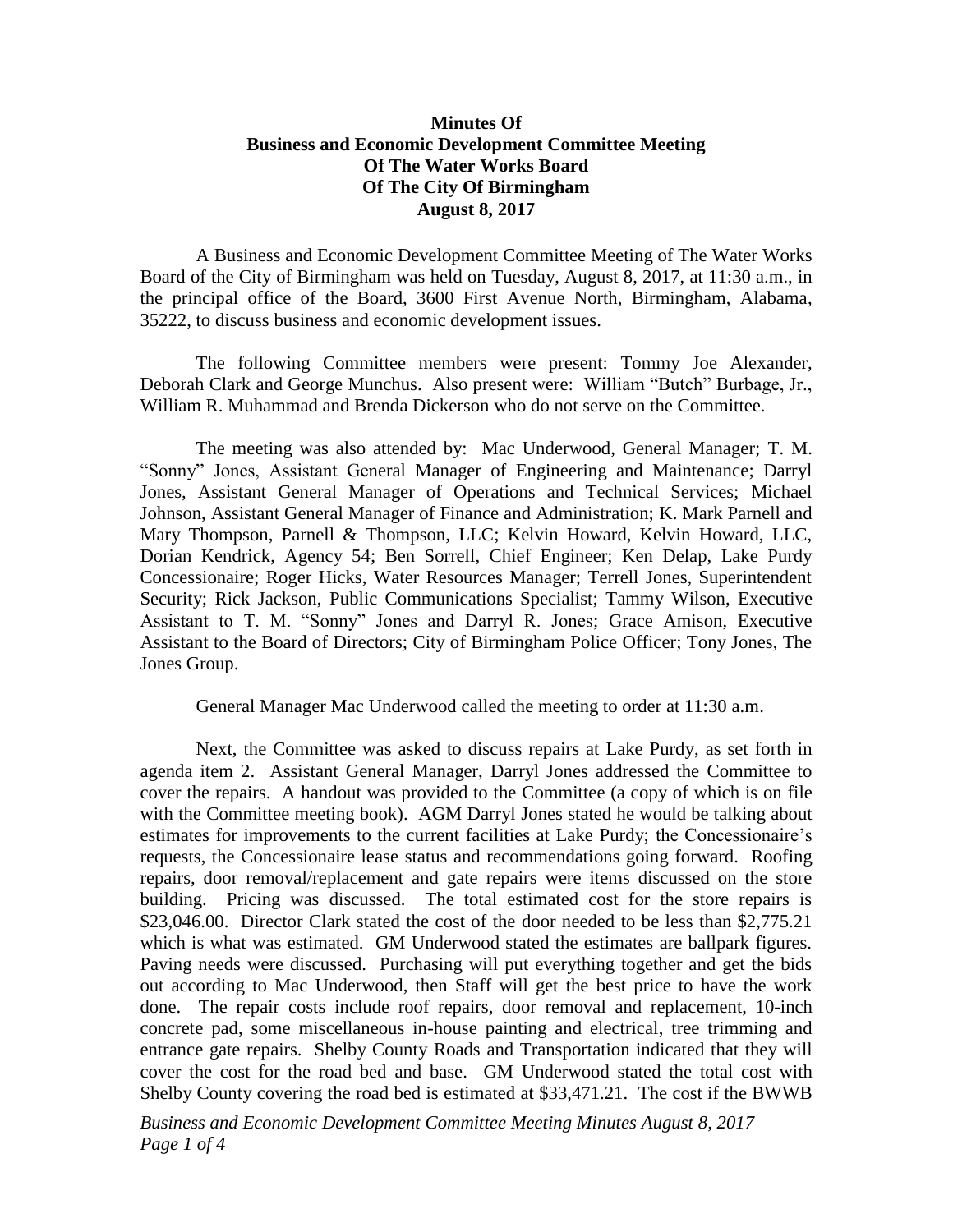**Minutes Of**
**Business and Economic Development Committee Meeting**
**Of The Water Works Board**
**Of The City Of Birmingham**
**August 8, 2017**

A Business and Economic Development Committee Meeting of The Water Works Board of the City of Birmingham was held on Tuesday, August 8, 2017, at 11:30 a.m., in the principal office of the Board, 3600 First Avenue North, Birmingham, Alabama, 35222, to discuss business and economic development issues.

The following Committee members were present: Tommy Joe Alexander, Deborah Clark and George Munchus. Also present were: William "Butch" Burbage, Jr., William R. Muhammad and Brenda Dickerson who do not serve on the Committee.

The meeting was also attended by: Mac Underwood, General Manager; T. M. "Sonny" Jones, Assistant General Manager of Engineering and Maintenance; Darryl Jones, Assistant General Manager of Operations and Technical Services; Michael Johnson, Assistant General Manager of Finance and Administration; K. Mark Parnell and Mary Thompson, Parnell & Thompson, LLC; Kelvin Howard, Kelvin Howard, LLC, Dorian Kendrick, Agency 54; Ben Sorrell, Chief Engineer; Ken Delap, Lake Purdy Concessionaire; Roger Hicks, Water Resources Manager; Terrell Jones, Superintendent Security; Rick Jackson, Public Communications Specialist; Tammy Wilson, Executive Assistant to T. M. "Sonny" Jones and Darryl R. Jones; Grace Amison, Executive Assistant to the Board of Directors; City of Birmingham Police Officer; Tony Jones, The Jones Group.

General Manager Mac Underwood called the meeting to order at 11:30 a.m.

Next, the Committee was asked to discuss repairs at Lake Purdy, as set forth in agenda item 2. Assistant General Manager, Darryl Jones addressed the Committee to cover the repairs. A handout was provided to the Committee (a copy of which is on file with the Committee meeting book). AGM Darryl Jones stated he would be talking about estimates for improvements to the current facilities at Lake Purdy; the Concessionaire's requests, the Concessionaire lease status and recommendations going forward. Roofing repairs, door removal/replacement and gate repairs were items discussed on the store building. Pricing was discussed. The total estimated cost for the store repairs is \$23,046.00. Director Clark stated the cost of the door needed to be less than \$2,775.21 which is what was estimated. GM Underwood stated the estimates are ballpark figures. Paving needs were discussed. Purchasing will put everything together and get the bids out according to Mac Underwood, then Staff will get the best price to have the work done. The repair costs include roof repairs, door removal and replacement, 10-inch concrete pad, some miscellaneous in-house painting and electrical, tree trimming and entrance gate repairs. Shelby County Roads and Transportation indicated that they will cover the cost for the road bed and base. GM Underwood stated the total cost with Shelby County covering the road bed is estimated at \$33,471.21. The cost if the BWWB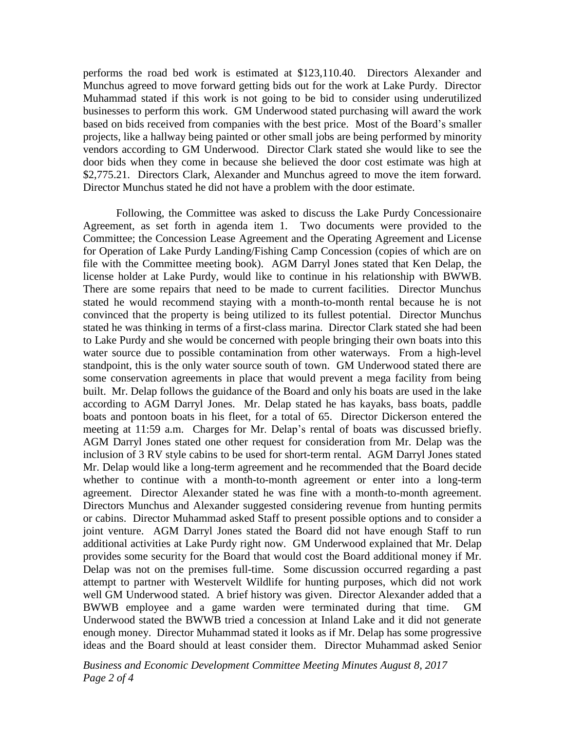performs the road bed work is estimated at $123,110.40. Directors Alexander and Munchus agreed to move forward getting bids out for the work at Lake Purdy. Director Muhammad stated if this work is not going to be bid to consider using underutilized businesses to perform this work. GM Underwood stated purchasing will award the work based on bids received from companies with the best price. Most of the Board's smaller projects, like a hallway being painted or other small jobs are being performed by minority vendors according to GM Underwood. Director Clark stated she would like to see the door bids when they come in because she believed the door cost estimate was high at $2,775.21. Directors Clark, Alexander and Munchus agreed to move the item forward. Director Munchus stated he did not have a problem with the door estimate.

Following, the Committee was asked to discuss the Lake Purdy Concessionaire Agreement, as set forth in agenda item 1. Two documents were provided to the Committee; the Concession Lease Agreement and the Operating Agreement and License for Operation of Lake Purdy Landing/Fishing Camp Concession (copies of which are on file with the Committee meeting book). AGM Darryl Jones stated that Ken Delap, the license holder at Lake Purdy, would like to continue in his relationship with BWWB. There are some repairs that need to be made to current facilities. Director Munchus stated he would recommend staying with a month-to-month rental because he is not convinced that the property is being utilized to its fullest potential. Director Munchus stated he was thinking in terms of a first-class marina. Director Clark stated she had been to Lake Purdy and she would be concerned with people bringing their own boats into this water source due to possible contamination from other waterways. From a high-level standpoint, this is the only water source south of town. GM Underwood stated there are some conservation agreements in place that would prevent a mega facility from being built. Mr. Delap follows the guidance of the Board and only his boats are used in the lake according to AGM Darryl Jones. Mr. Delap stated he has kayaks, bass boats, paddle boats and pontoon boats in his fleet, for a total of 65. Director Dickerson entered the meeting at 11:59 a.m. Charges for Mr. Delap's rental of boats was discussed briefly. AGM Darryl Jones stated one other request for consideration from Mr. Delap was the inclusion of 3 RV style cabins to be used for short-term rental. AGM Darryl Jones stated Mr. Delap would like a long-term agreement and he recommended that the Board decide whether to continue with a month-to-month agreement or enter into a long-term agreement. Director Alexander stated he was fine with a month-to-month agreement. Directors Munchus and Alexander suggested considering revenue from hunting permits or cabins. Director Muhammad asked Staff to present possible options and to consider a joint venture. AGM Darryl Jones stated the Board did not have enough Staff to run additional activities at Lake Purdy right now. GM Underwood explained that Mr. Delap provides some security for the Board that would cost the Board additional money if Mr. Delap was not on the premises full-time. Some discussion occurred regarding a past attempt to partner with Westervelt Wildlife for hunting purposes, which did not work well GM Underwood stated. A brief history was given. Director Alexander added that a BWWB employee and a game warden were terminated during that time. GM Underwood stated the BWWB tried a concession at Inland Lake and it did not generate enough money. Director Muhammad stated it looks as if Mr. Delap has some progressive ideas and the Board should at least consider them. Director Muhammad asked Senior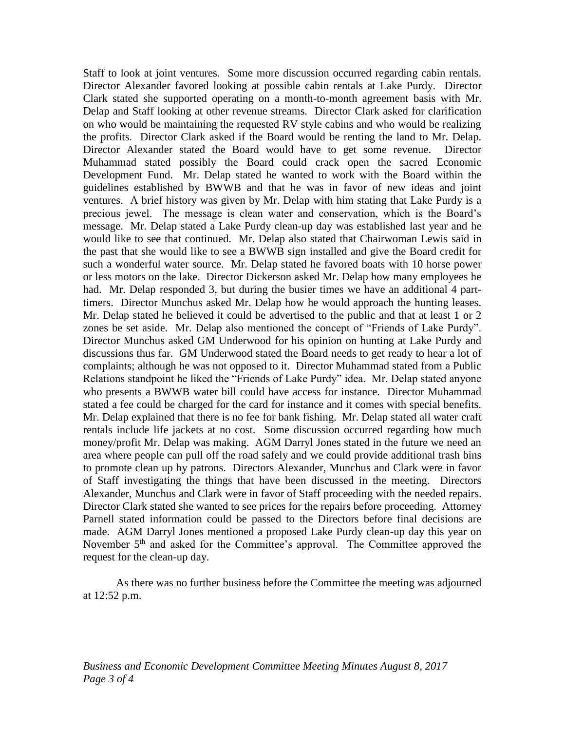Staff to look at joint ventures. Some more discussion occurred regarding cabin rentals. Director Alexander favored looking at possible cabin rentals at Lake Purdy. Director Clark stated she supported operating on a month-to-month agreement basis with Mr. Delap and Staff looking at other revenue streams. Director Clark asked for clarification on who would be maintaining the requested RV style cabins and who would be realizing the profits. Director Clark asked if the Board would be renting the land to Mr. Delap. Director Alexander stated the Board would have to get some revenue. Director Muhammad stated possibly the Board could crack open the sacred Economic Development Fund. Mr. Delap stated he wanted to work with the Board within the guidelines established by BWWB and that he was in favor of new ideas and joint ventures. A brief history was given by Mr. Delap with him stating that Lake Purdy is a precious jewel. The message is clean water and conservation, which is the Board's message. Mr. Delap stated a Lake Purdy clean-up day was established last year and he would like to see that continued. Mr. Delap also stated that Chairwoman Lewis said in the past that she would like to see a BWWB sign installed and give the Board credit for such a wonderful water source. Mr. Delap stated he favored boats with 10 horse power or less motors on the lake. Director Dickerson asked Mr. Delap how many employees he had. Mr. Delap responded 3, but during the busier times we have an additional 4 part-timers. Director Munchus asked Mr. Delap how he would approach the hunting leases. Mr. Delap stated he believed it could be advertised to the public and that at least 1 or 2 zones be set aside. Mr. Delap also mentioned the concept of "Friends of Lake Purdy". Director Munchus asked GM Underwood for his opinion on hunting at Lake Purdy and discussions thus far. GM Underwood stated the Board needs to get ready to hear a lot of complaints; although he was not opposed to it. Director Muhammad stated from a Public Relations standpoint he liked the "Friends of Lake Purdy" idea. Mr. Delap stated anyone who presents a BWWB water bill could have access for instance. Director Muhammad stated a fee could be charged for the card for instance and it comes with special benefits. Mr. Delap explained that there is no fee for bank fishing. Mr. Delap stated all water craft rentals include life jackets at no cost. Some discussion occurred regarding how much money/profit Mr. Delap was making. AGM Darryl Jones stated in the future we need an area where people can pull off the road safely and we could provide additional trash bins to promote clean up by patrons. Directors Alexander, Munchus and Clark were in favor of Staff investigating the things that have been discussed in the meeting. Directors Alexander, Munchus and Clark were in favor of Staff proceeding with the needed repairs. Director Clark stated she wanted to see prices for the repairs before proceeding. Attorney Parnell stated information could be passed to the Directors before final decisions are made. AGM Darryl Jones mentioned a proposed Lake Purdy clean-up day this year on November 5th and asked for the Committee's approval. The Committee approved the request for the clean-up day.

As there was no further business before the Committee the meeting was adjourned at 12:52 p.m.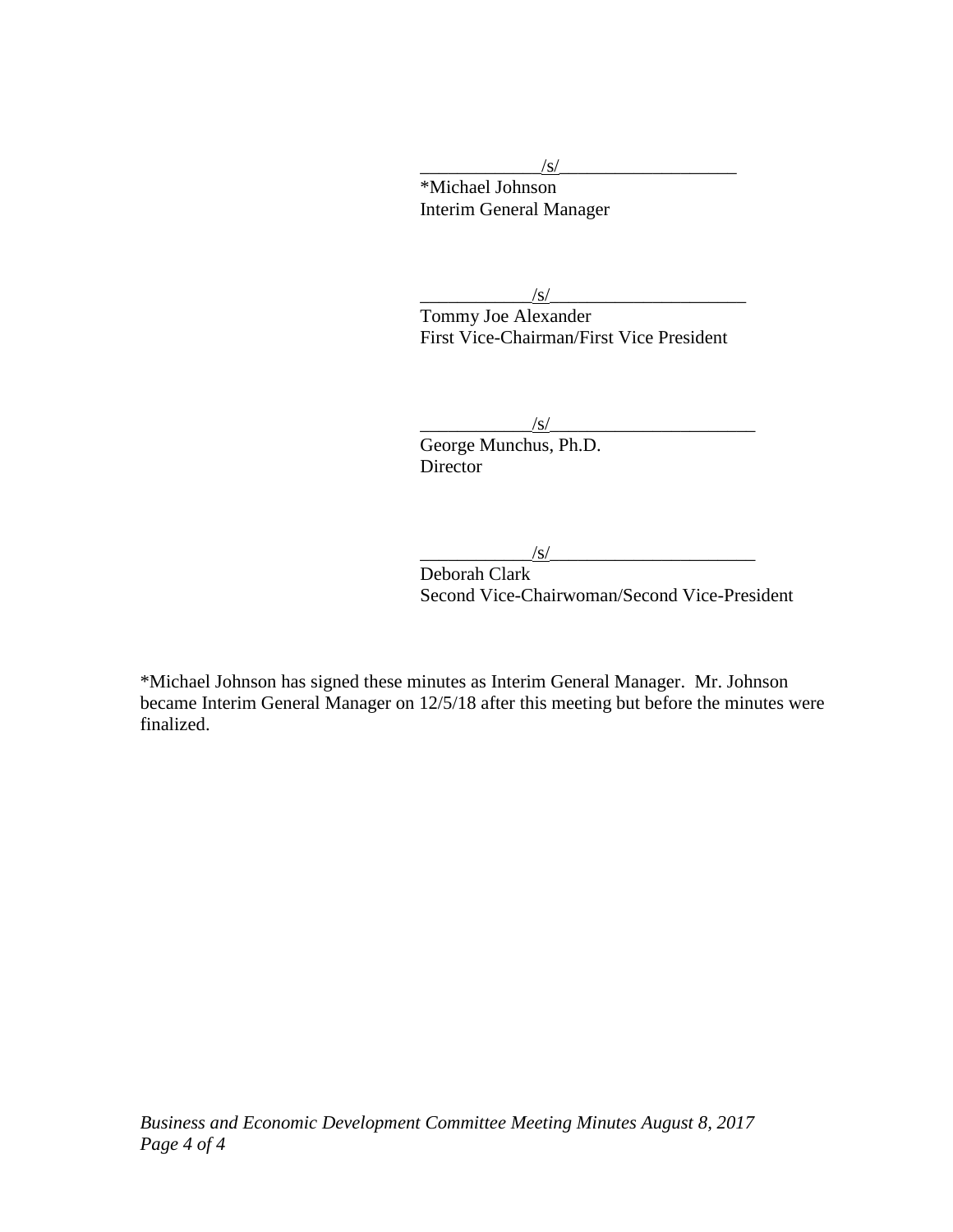\_\_\_\_\_\_\_\_\_\_\_\_\_/s/\_\_\_\_\_\_\_\_\_\_\_\_\_\_\_\_\_\_\_
*Michael Johnson
Interim General Manager

\_\_\_\_\_\_\_\_\_\_\_\_/s/\_\_\_\_\_\_\_\_\_\_\_\_\_\_\_\_\_\_\_\_\_
Tommy Joe Alexander
First Vice-Chairman/First Vice President

\_\_\_\_\_\_\_\_\_\_\_\_/s/\_\_\_\_\_\_\_\_\_\_\_\_\_\_\_\_\_\_\_\_\_\_
George Munchus, Ph.D.
Director

\_\_\_\_\_\_\_\_\_\_\_\_/s/\_\_\_\_\_\_\_\_\_\_\_\_\_\_\_\_\_\_\_\_\_\_
Deborah Clark
Second Vice-Chairwoman/Second Vice-President

*Michael Johnson has signed these minutes as Interim General Manager. Mr. Johnson became Interim General Manager on 12/5/18 after this meeting but before the minutes were finalized.